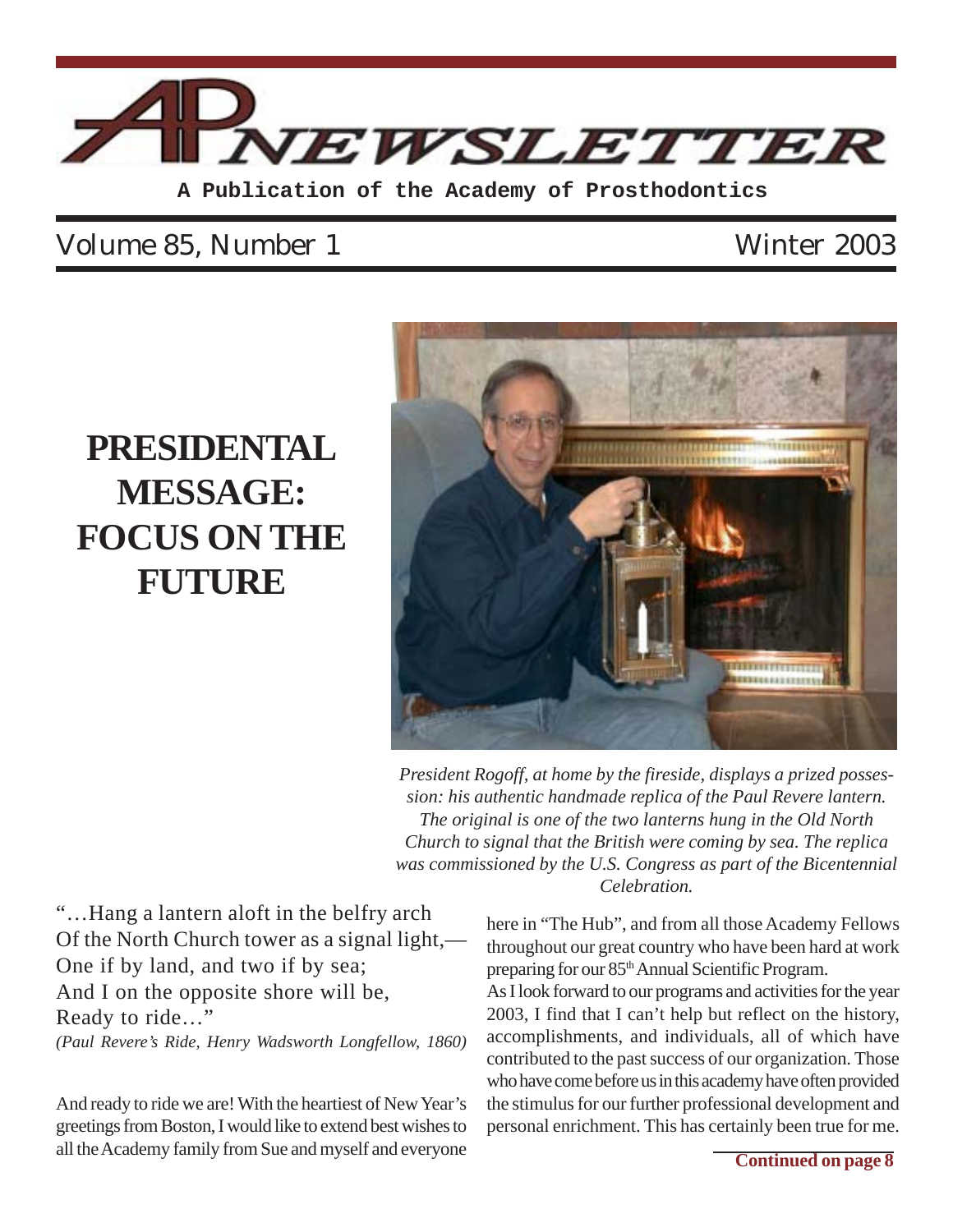# AP NEWSLETTER

**A Publication of the Academy of Prosthodontics**

Volume 85, Number 1 — Winter 2003

## PRESIDENTAL MESSAGE: FOCUS ON THE FUTURE

*President Rogoff, at home by the fireside, displays a prized possession: his authentic handmade replica of the Paul Revere lantern. The original is one of the two lanterns hung in the Old North Church to signal that the British were coming by sea. The replica was commissioned by the U.S. Congress as part of the Bicentennial Celebration.*

"…Hang a lantern aloft in the belfry arch
Of the North Church tower as a signal light,—
One if by land, and two if by sea;
And I on the opposite shore will be,
Ready to ride…"

*(Paul Revere's Ride, Henry Wadsworth Longfellow, 1860)*

And ready to ride we are! With the heartiest of New Year's greetings from Boston, I would like to extend best wishes to all the Academy family from Sue and myself and everyone here in "The Hub", and from all those Academy Fellows throughout our great country who have been hard at work preparing for our 85th Annual Scientific Program.

As I look forward to our programs and activities for the year 2003, I find that I can't help but reflect on the history, accomplishments, and individuals, all of which have contributed to the past success of our organization. Those who have come before us in this academy have often provided the stimulus for our further professional development and personal enrichment. This has certainly been true for me.

**Continued on page 8**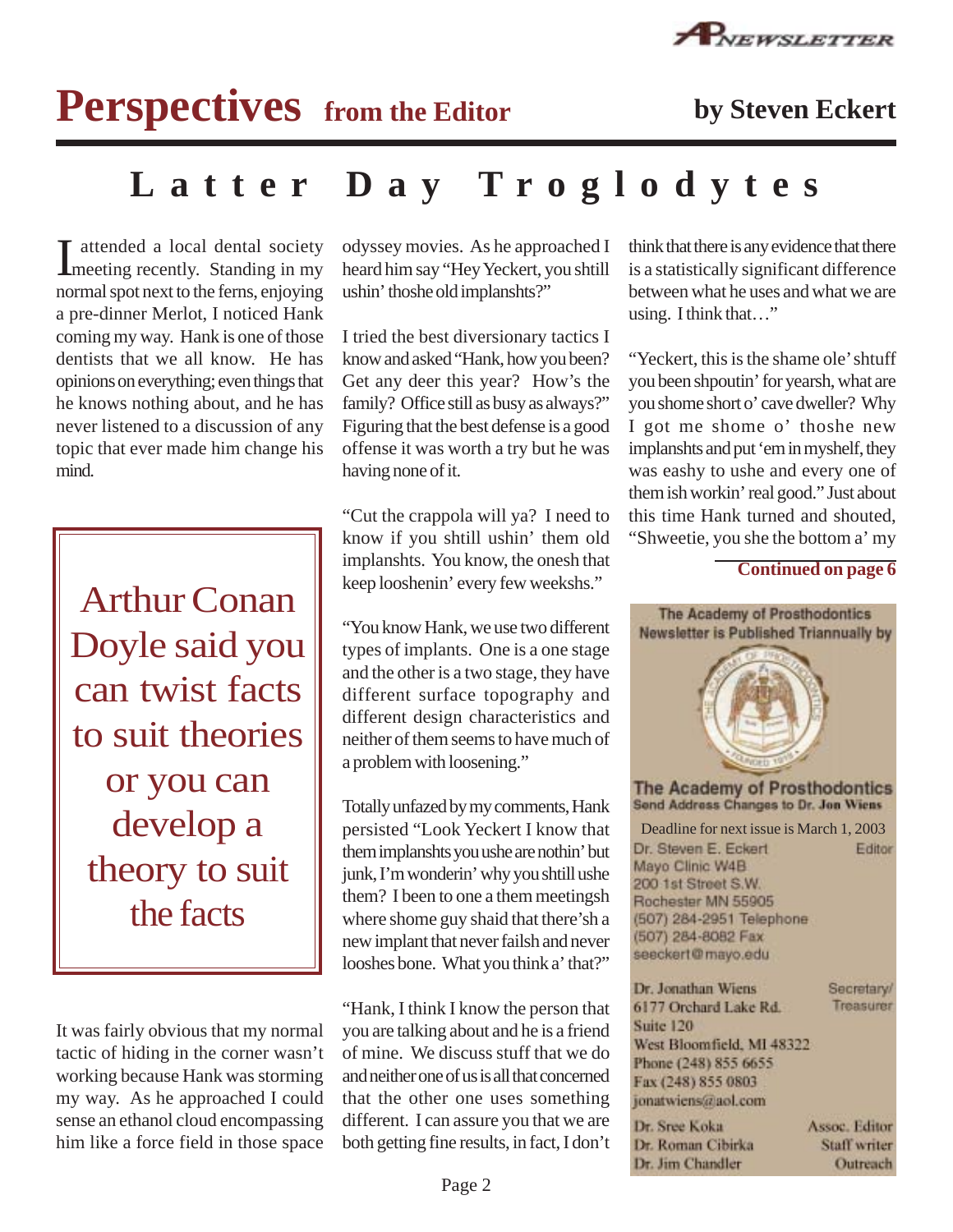# Perspectives from the Editor

**by Steven Eckert**

## Latter Day Troglodytes

I attended a local dental society meeting recently. Standing in my normal spot next to the ferns, enjoying a pre-dinner Merlot, I noticed Hank coming my way. Hank is one of those dentists that we all know. He has opinions on everything; even things that he knows nothing about, and he has never listened to a discussion of any topic that ever made him change his mind.

> Arthur Conan Doyle said you can twist facts to suit theories or you can develop a theory to suit the facts

It was fairly obvious that my normal tactic of hiding in the corner wasn't working because Hank was storming my way. As he approached I could sense an ethanol cloud encompassing him like a force field in those space odyssey movies. As he approached I heard him say "Hey Yeckert, you shtill ushin' thoshe old implanshts?"

I tried the best diversionary tactics I know and asked "Hank, how you been? Get any deer this year? How's the family? Office still as busy as always?" Figuring that the best defense is a good offense it was worth a try but he was having none of it.

"Cut the crappola will ya? I need to know if you shtill ushin' them old implanshts. You know, the onesh that keep looshenin' every few weeksh."

"You know Hank, we use two different types of implants. One is a one stage and the other is a two stage, they have different surface topography and different design characteristics and neither of them seems to have much of a problem with loosening."

Totally unfazed by my comments, Hank persisted "Look Yeckert I know that them implanshts you ushe are nothin' but junk, I'm wonderin' why you shtill ushe them? I been to one a them meetingsh where shome guy shaid that there'sh a new implant that never failsh and never looshes bone. What you think a' that?"

"Hank, I think I know the person that you are talking about and he is a friend of mine. We discuss stuff that we do and neither one of us is all that concerned that the other one uses something different. I can assure you that we are both getting fine results, in fact, I don't think that there is any evidence that there is a statistically significant difference between what he uses and what we are using. I think that…"

"Yeckert, this is the shame ole' shtuff you been shpoutin' for yearsh, what are you shome short o' cave dweller? Why I got me shome o' thoshe new implanshts and put 'em in myshelf, they was eashy to ushe and every one of them ish workin' real good." Just about this time Hank turned and shouted, "Shweetie, you she the bottom a' my

**Continued on page 6**

---

The Academy of Prosthodontics Newsletter is Published Triannually by

**The Academy of Prosthodontics**
Send Address Changes to Dr. Jon Wiens

Deadline for next issue is March 1, 2003

Dr. Steven E. Eckert — Editor
Mayo Clinic W4B
200 1st Street S.W.
Rochester MN 55905
(507) 284-2951 Telephone
(507) 284-8082 Fax
seeckert@mayo.edu

Dr. Jonathan Wiens — Secretary/Treasurer
6177 Orchard Lake Rd.
Suite 120
West Bloomfield, MI 48322
Phone (248) 855 6655
Fax (248) 855 0803
jonatwiens@aol.com

Dr. Sree Koka — Assoc. Editor
Dr. Roman Cibirka — Staff writer
Dr. Jim Chandler — Outreach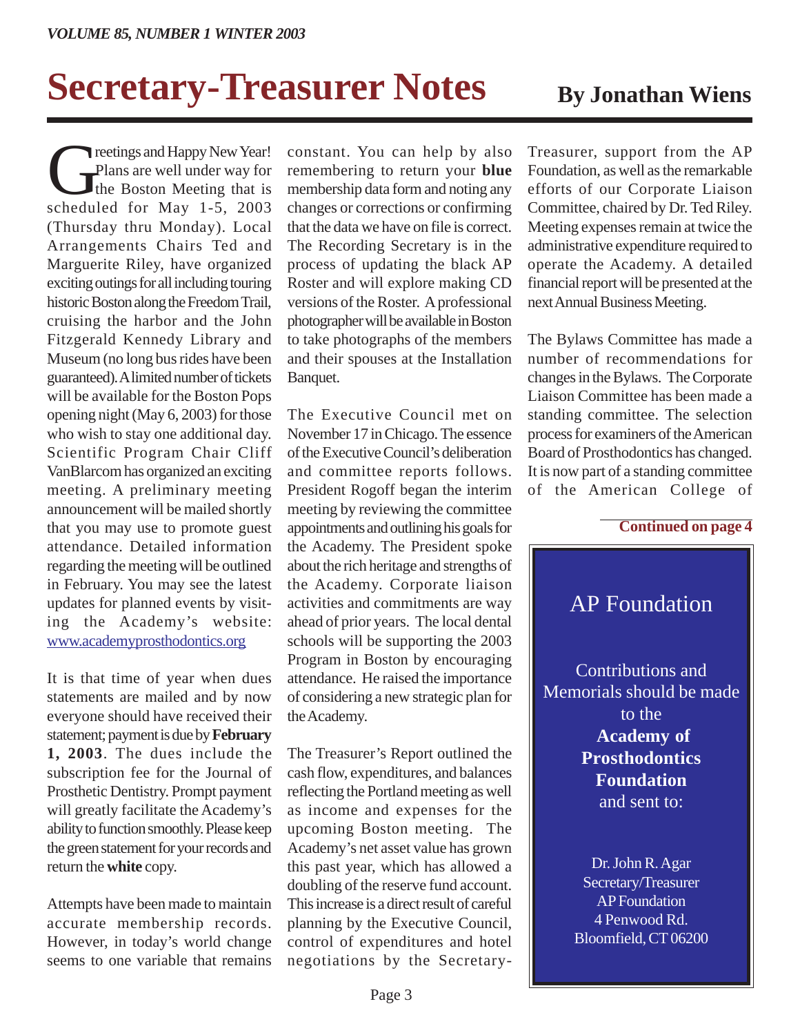# Secretary-Treasurer Notes

**By Jonathan Wiens**

Greetings and Happy New Year! Plans are well under way for the Boston Meeting that is scheduled for May 1-5, 2003 (Thursday thru Monday). Local Arrangements Chairs Ted and Marguerite Riley, have organized exciting outings for all including touring historic Boston along the Freedom Trail, cruising the harbor and the John Fitzgerald Kennedy Library and Museum (no long bus rides have been guaranteed). A limited number of tickets will be available for the Boston Pops opening night (May 6, 2003) for those who wish to stay one additional day. Scientific Program Chair Cliff VanBlarcom has organized an exciting meeting. A preliminary meeting announcement will be mailed shortly that you may use to promote guest attendance. Detailed information regarding the meeting will be outlined in February. You may see the latest updates for planned events by visiting the Academy's website: www.academyprosthodontics.org

It is that time of year when dues statements are mailed and by now everyone should have received their statement; payment is due by **February 1, 2003**. The dues include the subscription fee for the Journal of Prosthetic Dentistry. Prompt payment will greatly facilitate the Academy's ability to function smoothly. Please keep the green statement for your records and return the **white** copy.

Attempts have been made to maintain accurate membership records. However, in today's world change seems to one variable that remains constant. You can help by also remembering to return your **blue** membership data form and noting any changes or corrections or confirming that the data we have on file is correct. The Recording Secretary is in the process of updating the black AP Roster and will explore making CD versions of the Roster. A professional photographer will be available in Boston to take photographs of the members and their spouses at the Installation Banquet.

The Executive Council met on November 17 in Chicago. The essence of the Executive Council's deliberation and committee reports follows. President Rogoff began the interim meeting by reviewing the committee appointments and outlining his goals for the Academy. The President spoke about the rich heritage and strengths of the Academy. Corporate liaison activities and commitments are way ahead of prior years. The local dental schools will be supporting the 2003 Program in Boston by encouraging attendance. He raised the importance of considering a new strategic plan for the Academy.

The Treasurer's Report outlined the cash flow, expenditures, and balances reflecting the Portland meeting as well as income and expenses for the upcoming Boston meeting. The Academy's net asset value has grown this past year, which has allowed a doubling of the reserve fund account. This increase is a direct result of careful planning by the Executive Council, control of expenditures and hotel negotiations by the Secretary-Treasurer, support from the AP Foundation, as well as the remarkable efforts of our Corporate Liaison Committee, chaired by Dr. Ted Riley. Meeting expenses remain at twice the administrative expenditure required to operate the Academy. A detailed financial report will be presented at the next Annual Business Meeting.

The Bylaws Committee has made a number of recommendations for changes in the Bylaws. The Corporate Liaison Committee has been made a standing committee. The selection process for examiners of the American Board of Prosthodontics has changed. It is now part of a standing committee of the American College of

**Continued on page 4**

## AP Foundation

Contributions and Memorials should be made to the **Academy of Prosthodontics Foundation** and sent to:

Dr. John R. Agar
Secretary/Treasurer
AP Foundation
4 Penwood Rd.
Bloomfield, CT 06200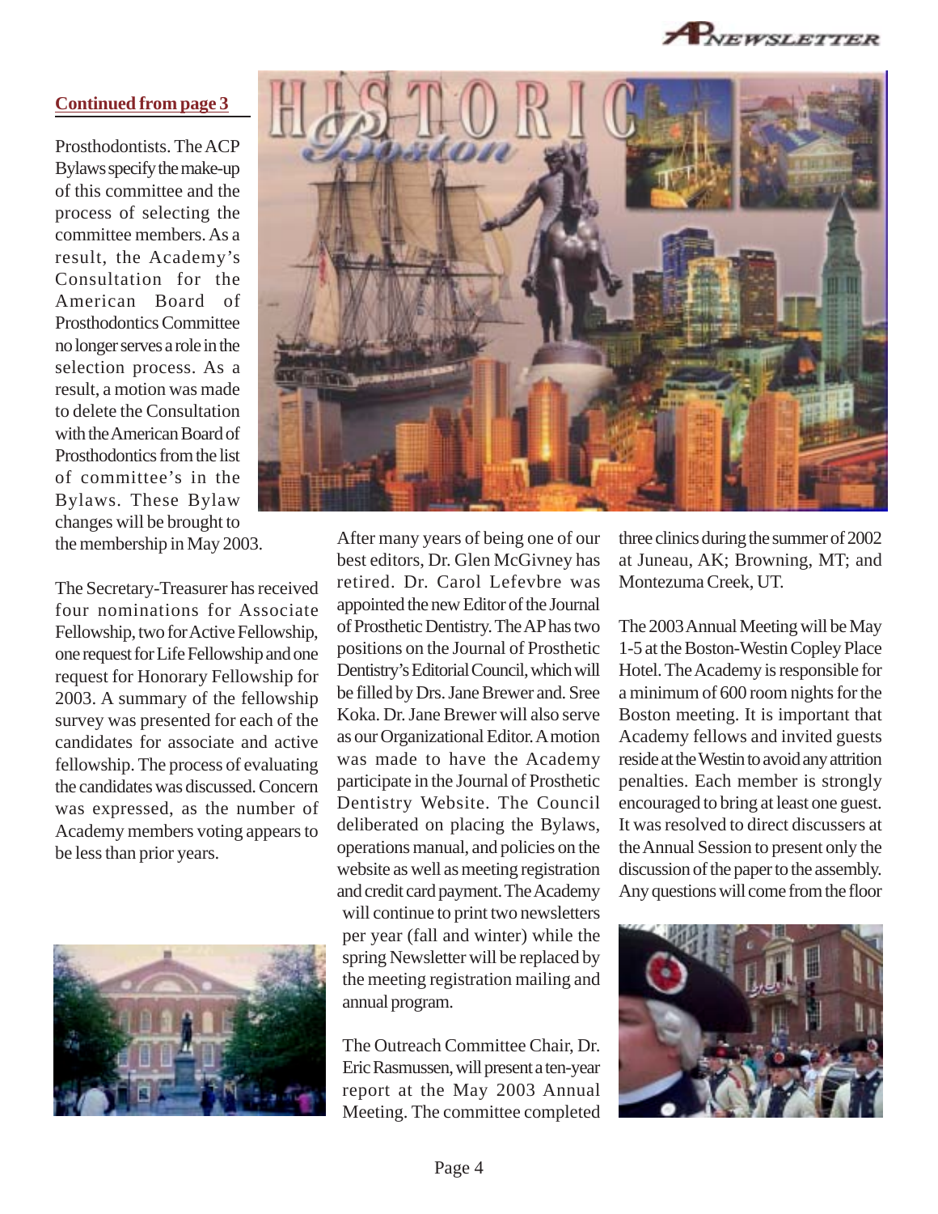**Continued from page 3**

Prosthodontists. The ACP Bylaws specify the make-up of this committee and the process of selecting the committee members. As a result, the Academy's Consultation for the American Board of Prosthodontics Committee no longer serves a role in the selection process. As a result, a motion was made to delete the Consultation with the American Board of Prosthodontics from the list of committee's in the Bylaws. These Bylaw changes will be brought to the membership in May 2003.

The Secretary-Treasurer has received four nominations for Associate Fellowship, two for Active Fellowship, one request for Life Fellowship and one request for Honorary Fellowship for 2003. A summary of the fellowship survey was presented for each of the candidates for associate and active fellowship. The process of evaluating the candidates was discussed. Concern was expressed, as the number of Academy members voting appears to be less than prior years.

After many years of being one of our best editors, Dr. Glen McGivney has retired. Dr. Carol Lefevbre was appointed the new Editor of the Journal of Prosthetic Dentistry. The AP has two positions on the Journal of Prosthetic Dentistry's Editorial Council, which will be filled by Drs. Jane Brewer and. Sree Koka. Dr. Jane Brewer will also serve as our Organizational Editor. A motion was made to have the Academy participate in the Journal of Prosthetic Dentistry Website. The Council deliberated on placing the Bylaws, operations manual, and policies on the website as well as meeting registration and credit card payment. The Academy will continue to print two newsletters per year (fall and winter) while the spring Newsletter will be replaced by the meeting registration mailing and annual program.

The Outreach Committee Chair, Dr. Eric Rasmussen, will present a ten-year report at the May 2003 Annual Meeting. The committee completed three clinics during the summer of 2002 at Juneau, AK; Browning, MT; and Montezuma Creek, UT.

The 2003 Annual Meeting will be May 1-5 at the Boston-Westin Copley Place Hotel. The Academy is responsible for a minimum of 600 room nights for the Boston meeting. It is important that Academy fellows and invited guests reside at the Westin to avoid any attrition penalties. Each member is strongly encouraged to bring at least one guest. It was resolved to direct discussers at the Annual Session to present only the discussion of the paper to the assembly. Any questions will come from the floor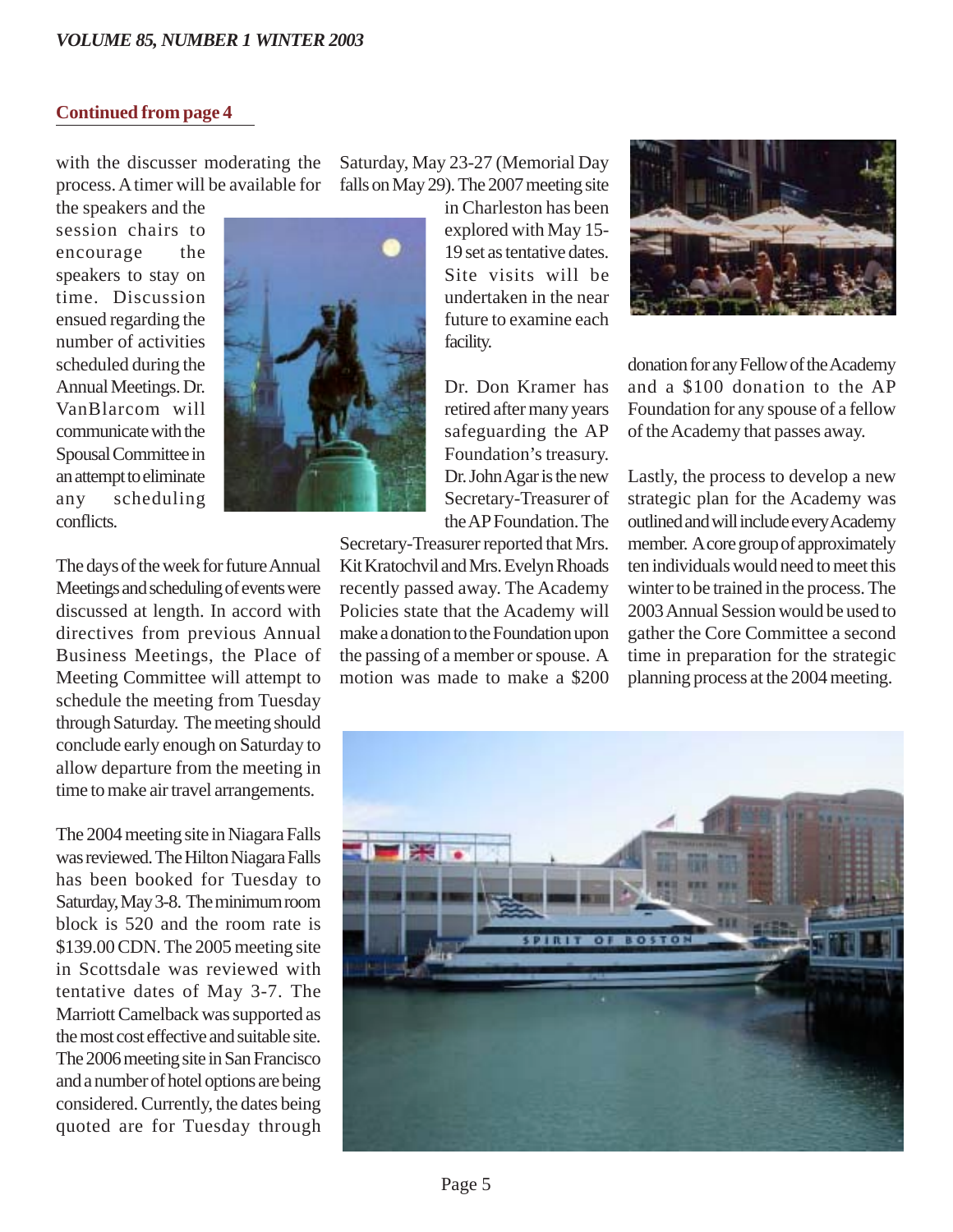**Continued from page 4**

with the discusser moderating the process. A timer will be available for the speakers and the session chairs to encourage the speakers to stay on time. Discussion ensued regarding the number of activities scheduled during the Annual Meetings. Dr. VanBlarcom will communicate with the Spousal Committee in an attempt to eliminate any scheduling conflicts.

The days of the week for future Annual Meetings and scheduling of events were discussed at length. In accord with directives from previous Annual Business Meetings, the Place of Meeting Committee will attempt to schedule the meeting from Tuesday through Saturday. The meeting should conclude early enough on Saturday to allow departure from the meeting in time to make air travel arrangements.

The 2004 meeting site in Niagara Falls was reviewed. The Hilton Niagara Falls has been booked for Tuesday to Saturday, May 3-8. The minimum room block is 520 and the room rate is $139.00 CDN. The 2005 meeting site in Scottsdale was reviewed with tentative dates of May 3-7. The Marriott Camelback was supported as the most cost effective and suitable site. The 2006 meeting site in San Francisco and a number of hotel options are being considered. Currently, the dates being quoted are for Tuesday through Saturday, May 23-27 (Memorial Day falls on May 29). The 2007 meeting site in Charleston has been explored with May 15-19 set as tentative dates. Site visits will be undertaken in the near future to examine each facility.

Dr. Don Kramer has retired after many years safeguarding the AP Foundation's treasury. Dr. John Agar is the new Secretary-Treasurer of the AP Foundation. The Secretary-Treasurer reported that Mrs. Kit Kratochvil and Mrs. Evelyn Rhoads recently passed away. The Academy Policies state that the Academy will make a donation to the Foundation upon the passing of a member or spouse. A motion was made to make a $200 donation for any Fellow of the Academy and a $100 donation to the AP Foundation for any spouse of a fellow of the Academy that passes away.

Lastly, the process to develop a new strategic plan for the Academy was outlined and will include every Academy member. A core group of approximately ten individuals would need to meet this winter to be trained in the process. The 2003 Annual Session would be used to gather the Core Committee a second time in preparation for the strategic planning process at the 2004 meeting.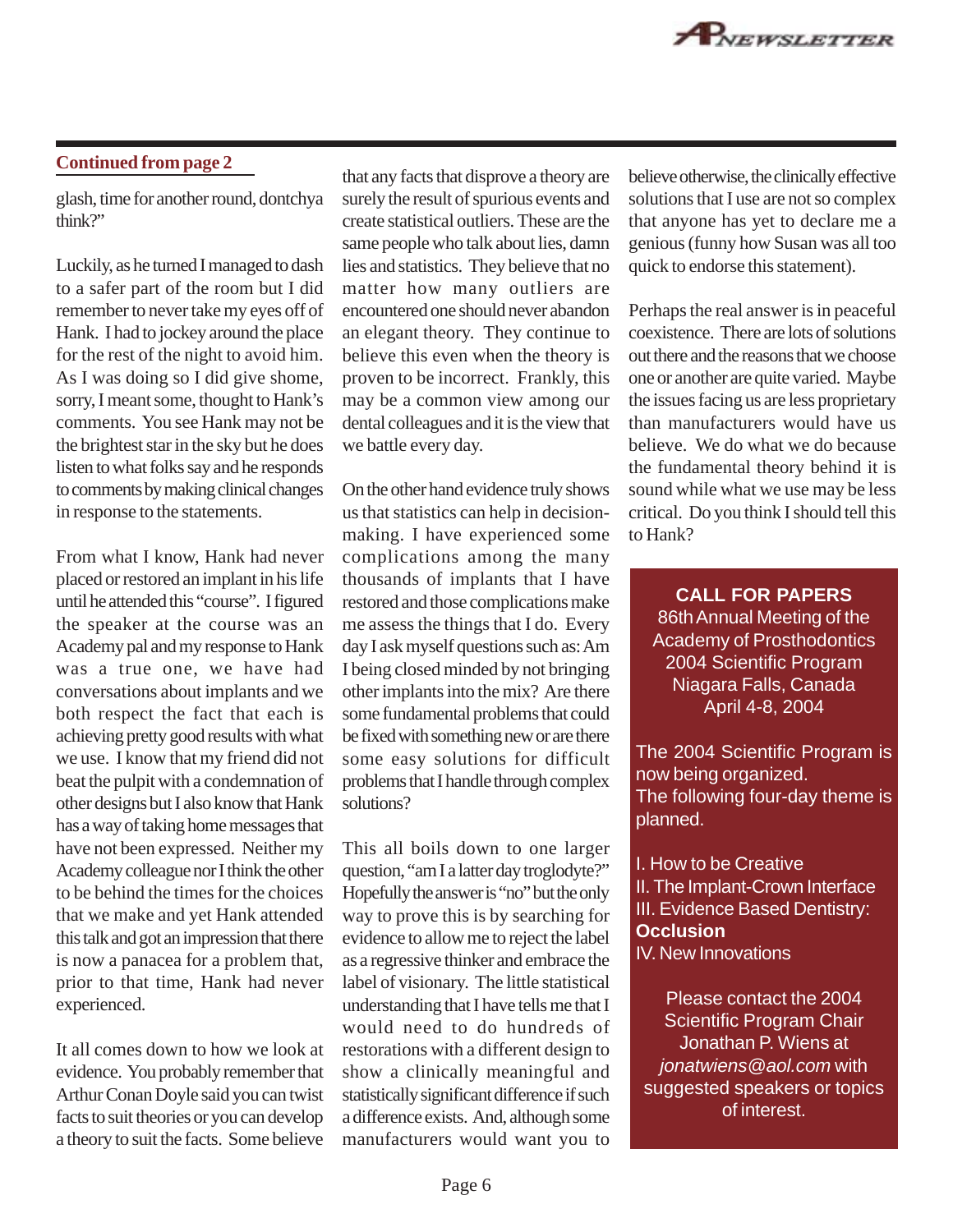**Continued from page 2**

glash, time for another round, dontchya think?"

Luckily, as he turned I managed to dash to a safer part of the room but I did remember to never take my eyes off of Hank. I had to jockey around the place for the rest of the night to avoid him. As I was doing so I did give shome, sorry, I meant some, thought to Hank's comments. You see Hank may not be the brightest star in the sky but he does listen to what folks say and he responds to comments by making clinical changes in response to the statements.

From what I know, Hank had never placed or restored an implant in his life until he attended this "course". I figured the speaker at the course was an Academy pal and my response to Hank was a true one, we have had conversations about implants and we both respect the fact that each is achieving pretty good results with what we use. I know that my friend did not beat the pulpit with a condemnation of other designs but I also know that Hank has a way of taking home messages that have not been expressed. Neither my Academy colleague nor I think the other to be behind the times for the choices that we make and yet Hank attended this talk and got an impression that there is now a panacea for a problem that, prior to that time, Hank had never experienced.

It all comes down to how we look at evidence. You probably remember that Arthur Conan Doyle said you can twist facts to suit theories or you can develop a theory to suit the facts. Some believe that any facts that disprove a theory are surely the result of spurious events and create statistical outliers. These are the same people who talk about lies, damn lies and statistics. They believe that no matter how many outliers are encountered one should never abandon an elegant theory. They continue to believe this even when the theory is proven to be incorrect. Frankly, this may be a common view among our dental colleagues and it is the view that we battle every day.

On the other hand evidence truly shows us that statistics can help in decision-making. I have experienced some complications among the many thousands of implants that I have restored and those complications make me assess the things that I do. Every day I ask myself questions such as: Am I being closed minded by not bringing other implants into the mix? Are there some fundamental problems that could be fixed with something new or are there some easy solutions for difficult problems that I handle through complex solutions?

This all boils down to one larger question, "am I a latter day troglodyte?" Hopefully the answer is "no" but the only way to prove this is by searching for evidence to allow me to reject the label as a regressive thinker and embrace the label of visionary. The little statistical understanding that I have tells me that I would need to do hundreds of restorations with a different design to show a clinically meaningful and statistically significant difference if such a difference exists. And, although some manufacturers would want you to believe otherwise, the clinically effective solutions that I use are not so complex that anyone has yet to declare me a genious (funny how Susan was all too quick to endorse this statement).

Perhaps the real answer is in peaceful coexistence. There are lots of solutions out there and the reasons that we choose one or another are quite varied. Maybe the issues facing us are less proprietary than manufacturers would have us believe. We do what we do because the fundamental theory behind it is sound while what we use may be less critical. Do you think I should tell this to Hank?

**CALL FOR PAPERS**
86th Annual Meeting of the Academy of Prosthodontics
2004 Scientific Program
Niagara Falls, Canada
April 4-8, 2004

The 2004 Scientific Program is now being organized.
The following four-day theme is planned.

I. How to be Creative
II. The Implant-Crown Interface
III. Evidence Based Dentistry: **Occlusion**
IV. New Innovations

Please contact the 2004 Scientific Program Chair Jonathan P. Wiens at *jonatwiens@aol.com* with suggested speakers or topics of interest.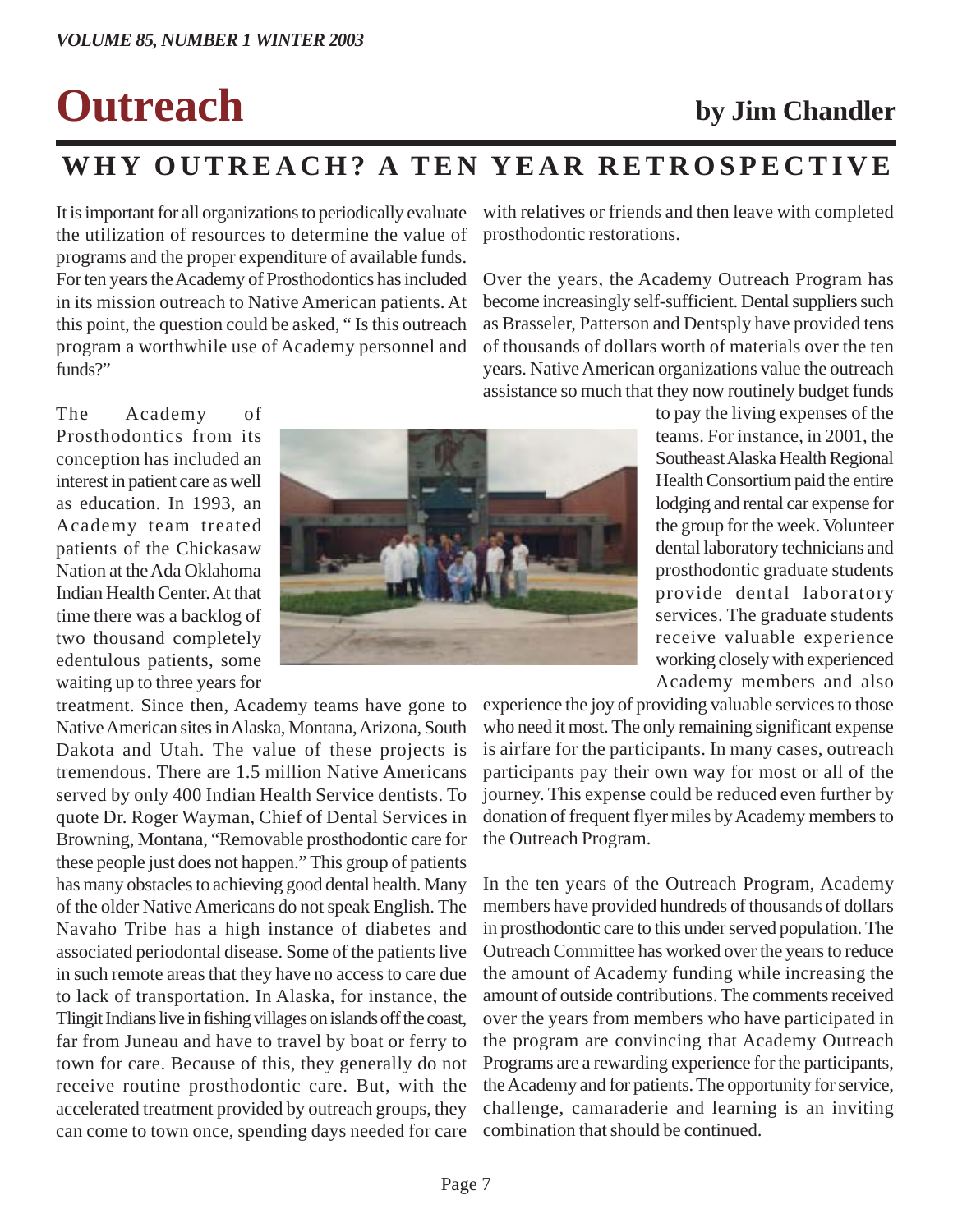# Outreach

**by Jim Chandler**

## WHY OUTREACH? A TEN YEAR RETROSPECTIVE

It is important for all organizations to periodically evaluate the utilization of resources to determine the value of programs and the proper expenditure of available funds. For ten years the Academy of Prosthodontics has included in its mission outreach to Native American patients. At this point, the question could be asked, " Is this outreach program a worthwhile use of Academy personnel and funds?"

The Academy of Prosthodontics from its conception has included an interest in patient care as well as education. In 1993, an Academy team treated patients of the Chickasaw Nation at the Ada Oklahoma Indian Health Center. At that time there was a backlog of two thousand completely edentulous patients, some waiting up to three years for treatment. Since then, Academy teams have gone to Native American sites in Alaska, Montana, Arizona, South Dakota and Utah. The value of these projects is tremendous. There are 1.5 million Native Americans served by only 400 Indian Health Service dentists. To quote Dr. Roger Wayman, Chief of Dental Services in Browning, Montana, "Removable prosthodontic care for these people just does not happen." This group of patients has many obstacles to achieving good dental health. Many of the older Native Americans do not speak English. The Navaho Tribe has a high instance of diabetes and associated periodontal disease. Some of the patients live in such remote areas that they have no access to care due to lack of transportation. In Alaska, for instance, the Tlingit Indians live in fishing villages on islands off the coast, far from Juneau and have to travel by boat or ferry to town for care. Because of this, they generally do not receive routine prosthodontic care. But, with the accelerated treatment provided by outreach groups, they can come to town once, spending days needed for care with relatives or friends and then leave with completed prosthodontic restorations.

Over the years, the Academy Outreach Program has become increasingly self-sufficient. Dental suppliers such as Brasseler, Patterson and Dentsply have provided tens of thousands of dollars worth of materials over the ten years. Native American organizations value the outreach assistance so much that they now routinely budget funds to pay the living expenses of the teams. For instance, in 2001, the Southeast Alaska Health Regional Health Consortium paid the entire lodging and rental car expense for the group for the week. Volunteer dental laboratory technicians and prosthodontic graduate students provide dental laboratory services. The graduate students receive valuable experience working closely with experienced Academy members and also experience the joy of providing valuable services to those who need it most. The only remaining significant expense is airfare for the participants. In many cases, outreach participants pay their own way for most or all of the journey. This expense could be reduced even further by donation of frequent flyer miles by Academy members to the Outreach Program.

In the ten years of the Outreach Program, Academy members have provided hundreds of thousands of dollars in prosthodontic care to this under served population. The Outreach Committee has worked over the years to reduce the amount of Academy funding while increasing the amount of outside contributions. The comments received over the years from members who have participated in the program are convincing that Academy Outreach Programs are a rewarding experience for the participants, the Academy and for patients. The opportunity for service, challenge, camaraderie and learning is an inviting combination that should be continued.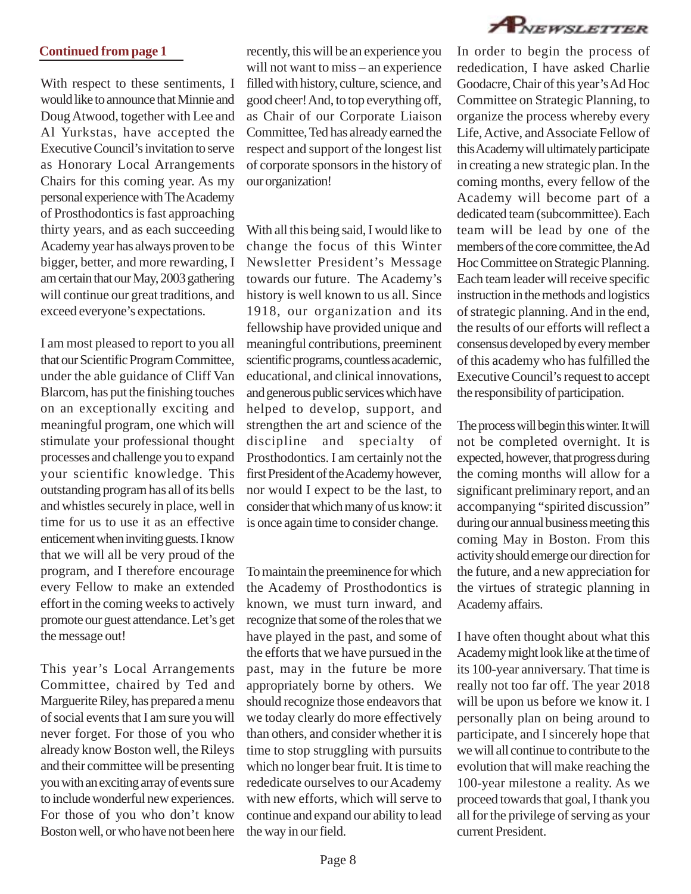**Continued from page 1**

With respect to these sentiments, I would like to announce that Minnie and Doug Atwood, together with Lee and Al Yurkstas, have accepted the Executive Council's invitation to serve as Honorary Local Arrangements Chairs for this coming year. As my personal experience with The Academy of Prosthodontics is fast approaching thirty years, and as each succeeding Academy year has always proven to be bigger, better, and more rewarding, I am certain that our May, 2003 gathering will continue our great traditions, and exceed everyone's expectations.

I am most pleased to report to you all that our Scientific Program Committee, under the able guidance of Cliff Van Blarcom, has put the finishing touches on an exceptionally exciting and meaningful program, one which will stimulate your professional thought processes and challenge you to expand your scientific knowledge. This outstanding program has all of its bells and whistles securely in place, well in time for us to use it as an effective enticement when inviting guests. I know that we will all be very proud of the program, and I therefore encourage every Fellow to make an extended effort in the coming weeks to actively promote our guest attendance. Let's get the message out!

This year's Local Arrangements Committee, chaired by Ted and Marguerite Riley, has prepared a menu of social events that I am sure you will never forget. For those of you who already know Boston well, the Rileys and their committee will be presenting you with an exciting array of events sure to include wonderful new experiences. For those of you who don't know Boston well, or who have not been here recently, this will be an experience you will not want to miss – an experience filled with history, culture, science, and good cheer! And, to top everything off, as Chair of our Corporate Liaison Committee, Ted has already earned the respect and support of the longest list of corporate sponsors in the history of our organization!

With all this being said, I would like to change the focus of this Winter Newsletter President's Message towards our future. The Academy's history is well known to us all. Since 1918, our organization and its fellowship have provided unique and meaningful contributions, preeminent scientific programs, countless academic, educational, and clinical innovations, and generous public services which have helped to develop, support, and strengthen the art and science of the discipline and specialty of Prosthodontics. I am certainly not the first President of the Academy however, nor would I expect to be the last, to consider that which many of us know: it is once again time to consider change.

To maintain the preeminence for which the Academy of Prosthodontics is known, we must turn inward, and recognize that some of the roles that we have played in the past, and some of the efforts that we have pursued in the past, may in the future be more appropriately borne by others. We should recognize those endeavors that we today clearly do more effectively than others, and consider whether it is time to stop struggling with pursuits which no longer bear fruit. It is time to rededicate ourselves to our Academy with new efforts, which will serve to continue and expand our ability to lead the way in our field.

In order to begin the process of rededication, I have asked Charlie Goodacre, Chair of this year's Ad Hoc Committee on Strategic Planning, to organize the process whereby every Life, Active, and Associate Fellow of this Academy will ultimately participate in creating a new strategic plan. In the coming months, every fellow of the Academy will become part of a dedicated team (subcommittee). Each team will be lead by one of the members of the core committee, the Ad Hoc Committee on Strategic Planning. Each team leader will receive specific instruction in the methods and logistics of strategic planning. And in the end, the results of our efforts will reflect a consensus developed by every member of this academy who has fulfilled the Executive Council's request to accept the responsibility of participation.

The process will begin this winter. It will not be completed overnight. It is expected, however, that progress during the coming months will allow for a significant preliminary report, and an accompanying "spirited discussion" during our annual business meeting this coming May in Boston. From this activity should emerge our direction for the future, and a new appreciation for the virtues of strategic planning in Academy affairs.

I have often thought about what this Academy might look like at the time of its 100-year anniversary. That time is really not too far off. The year 2018 will be upon us before we know it. I personally plan on being around to participate, and I sincerely hope that we will all continue to contribute to the evolution that will make reaching the 100-year milestone a reality. As we proceed towards that goal, I thank you all for the privilege of serving as your current President.